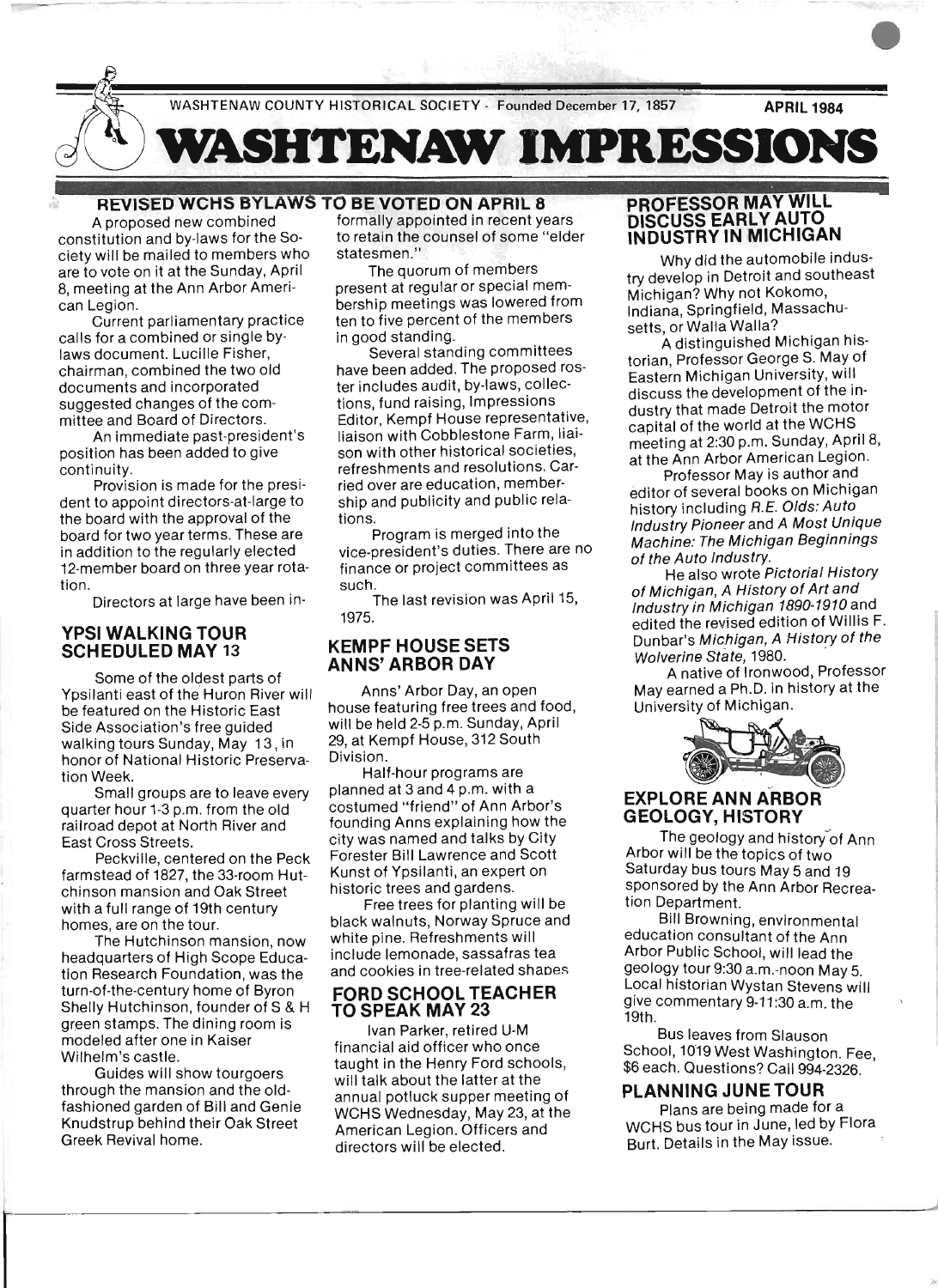WASHTENAW COUNTY HISTORICAL SOCIETY - Founded December 17, 1857 APRIL 1984

# WASHTENAW IMPRESSIONS

## REVISED WCHS BYLAWS TO BE VOTED ON APRIL 8

A proposed new combined constitution and by-laws for the Society will be mailed to members who are to vote on it at the Sunday, April 8, meeting at the Ann Arbor American Legion.

Current parliamentary practice calls for a combined or single by-laws document. Lucille Fisher, chairman, combined the two old documents and incorporated suggested changes of the committee and Board of Directors.

An immediate past-president's position has been added to give continuity.

Provision is made for the president to appoint directors-at-large to the board with the approval of the board for two year terms. These are in addition to the regularly elected 12-member board on three year rotation.

Directors at large have been informally appointed in recent years to retain the counsel of some "elder statesmen."

The quorum of members present at regular or special membership meetings was lowered from ten to five percent of the members in good standing.

Several standing committees have been added. The proposed roster includes audit, by-laws, collections, fund raising, Impressions Editor, Kempf House representative, liaison with Cobblestone Farm, liaison with other historical societies, refreshments and resolutions. Carried over are education, membership and publicity and public relations.

Program is merged into the vice-president's duties. There are no finance or project committees as such.

The last revision was April 15, 1975.

## YPSI WALKING TOUR SCHEDULED MAY 13

Some of the oldest parts of Ypsilanti east of the Huron River will be featured on the Historic East Side Association's free guided walking tours Sunday, May 13, in honor of National Historic Preservation Week.

Small groups are to leave every quarter hour 1-3 p.m. from the old railroad depot at North River and East Cross Streets.

Peckville, centered on the Peck farmstead of 1827, the 33-room Hutchinson mansion and Oak Street with a full range of 19th century homes, are on the tour.

The Hutchinson mansion, now headquarters of High Scope Education Research Foundation, was the turn-of-the-century home of Byron Shelly Hutchinson, founder of S & H green stamps. The dining room is modeled after one in Kaiser Wilhelm's castle.

Guides will show tourgoers through the mansion and the old-fashioned garden of Bill and Genie Knudstrup behind their Oak Street Greek Revival home.

## KEMPF HOUSE SETS ANNS' ARBOR DAY

Anns' Arbor Day, an open house featuring free trees and food, will be held 2-5 p.m. Sunday, April 29, at Kempf House, 312 South Division.

Half-hour programs are planned at 3 and 4 p.m. with a costumed "friend" of Ann Arbor's founding Anns explaining how the city was named and talks by City Forester Bill Lawrence and Scott Kunst of Ypsilanti, an expert on historic trees and gardens.

Free trees for planting will be black walnuts, Norway Spruce and white pine. Refreshments will include lemonade, sassafras tea and cookies in tree-related shapes.

## FORD SCHOOL TEACHER TO SPEAK MAY 23

Ivan Parker, retired U-M financial aid officer who once taught in the Henry Ford schools, will talk about the latter at the annual potluck supper meeting of WCHS Wednesday, May 23, at the American Legion. Officers and directors will be elected.

## PROFESSOR MAY WILL DISCUSS EARLY AUTO INDUSTRY IN MICHIGAN

Why did the automobile industry develop in Detroit and southeast Michigan? Why not Kokomo, Indiana, Springfield, Massachusetts, or Walla Walla?

A distinguished Michigan historian, Professor George S. May of Eastern Michigan University, will discuss the development of the industry that made Detroit the motor capital of the world at the WCHS meeting at 2:30 p.m. Sunday, April 8, at the Ann Arbor American Legion.

Professor May is author and editor of several books on Michigan history including *R.E. Olds: Auto Industry Pioneer* and *A Most Unique Machine: The Michigan Beginnings of the Auto Industry.*

He also wrote *Pictorial History of Michigan, A History of Art and Industry in Michigan 1890-1910* and edited the revised edition of Willis F. Dunbar's *Michigan, A History of the Wolverine State,* 1980.

A native of Ironwood, Professor May earned a Ph.D. in history at the University of Michigan.

## EXPLORE ANN ARBOR GEOLOGY, HISTORY

The geology and history of Ann Arbor will be the topics of two Saturday bus tours May 5 and 19 sponsored by the Ann Arbor Recreation Department.

Bill Browning, environmental education consultant of the Ann Arbor Public School, will lead the geology tour 9:30 a.m.-noon May 5. Local historian Wystan Stevens will give commentary 9-11:30 a.m. the 19th.

Bus leaves from Slauson School, 1019 West Washington. Fee, $6 each. Questions? Call 994-2326.

## PLANNING JUNE TOUR

Plans are being made for a WCHS bus tour in June, led by Flora Burt. Details in the May issue.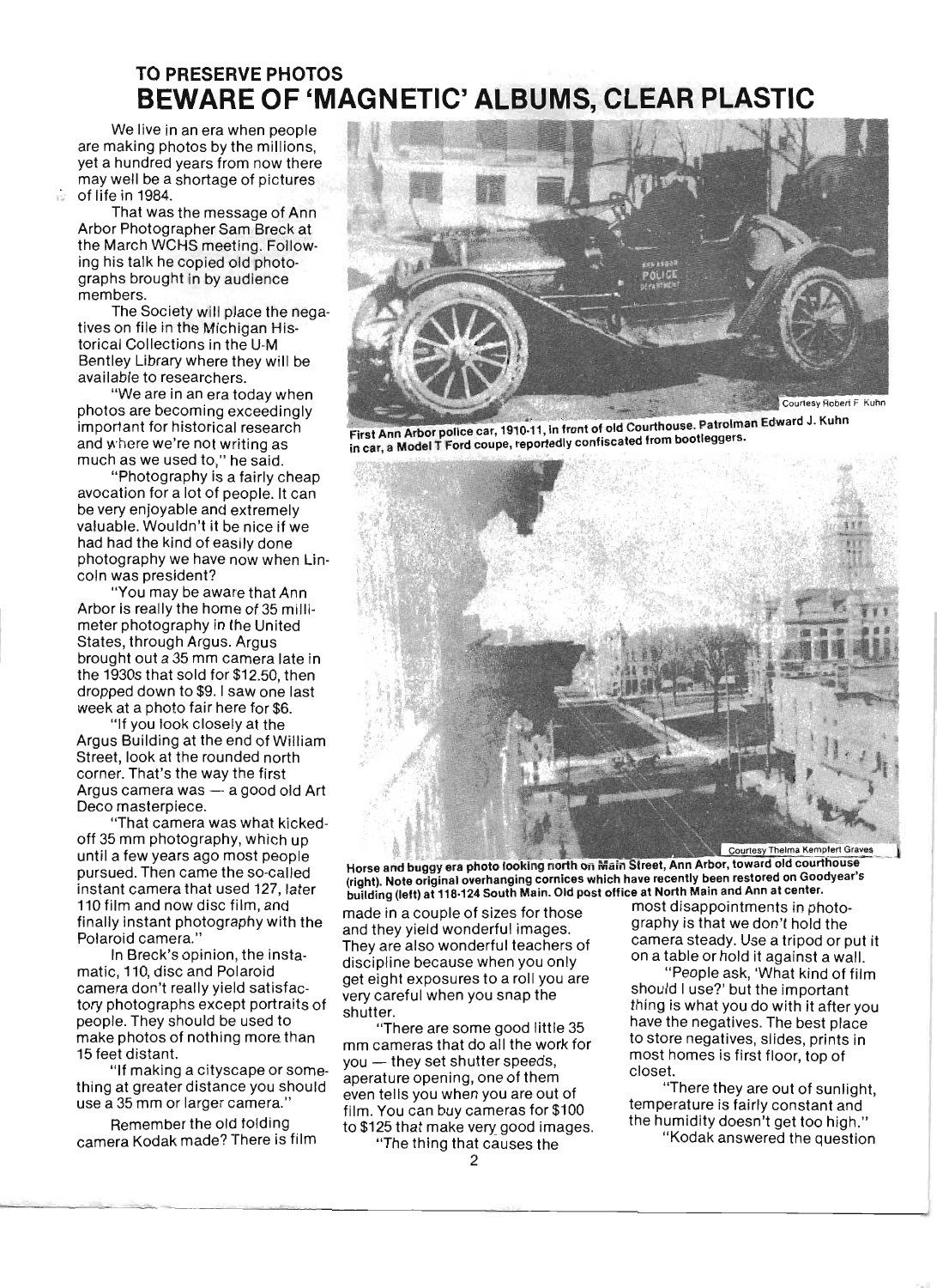## TO PRESERVE PHOTOS

# BEWARE OF 'MAGNETIC' ALBUMS, CLEAR PLASTIC

We live in an era when people are making photos by the millions, yet a hundred years from now there may well be a shortage of pictures of life in 1984.

That was the message of Ann Arbor Photographer Sam Breck at the March WCHS meeting. Following his talk he copied old photographs brought in by audience members.

The Society will place the negatives on file in the Michigan Historical Collections in the U-M Bentley Library where they will be available to researchers.

"We are in an era today when photos are becoming exceedingly important for historical research and where we're not writing as much as we used to," he said.

"Photography is a fairly cheap avocation for a lot of people. It can be very enjoyable and extremely valuable. Wouldn't it be nice if we had had the kind of easily done photography we have now when Lincoln was president?

"You may be aware that Ann Arbor is really the home of 35 millimeter photography in the United States, through Argus. Argus brought out a 35 mm camera late in the 1930s that sold for $12.50, then dropped down to $9. I saw one last week at a photo fair here for $6.

"If you look closely at the Argus Building at the end of William Street, look at the rounded north corner. That's the way the first Argus camera was — a good old Art Deco masterpiece.

"That camera was what kicked-off 35 mm photography, which up until a few years ago most people pursued. Then came the so-called instant camera that used 127, later 110 film and now disc film, and finally instant photography with the Polaroid camera."

In Breck's opinion, the instamatic, 110, disc and Polaroid camera don't really yield satisfactory photographs except portraits of people. They should be used to make photos of nothing more than 15 feet distant.

"If making a cityscape or something at greater distance you should use a 35 mm or larger camera."

Remember the old folding camera Kodak made? There is film made in a couple of sizes for those and they yield wonderful images. They are also wonderful teachers of discipline because when you only get eight exposures to a roll you are very careful when you snap the shutter.

"There are some good little 35 mm cameras that do all the work for you — they set shutter speeds, aperature opening, one of them even tells you when you are out of film. You can buy cameras for $100 to $125 that make very good images.

"The thing that causes the most disappointments in photography is that we don't hold the camera steady. Use a tripod or put it on a table or hold it against a wall.

"People ask, 'What kind of film should I use?' but the important thing is what you do with it after you have the negatives. The best place to store negatives, slides, prints in most homes is first floor, top of closet.

"There they are out of sunlight, temperature is fairly constant and the humidity doesn't get too high."

"Kodak answered the question

Courtesy Robert F. Kuhn

**First Ann Arbor police car, 1910-11, in front of old Courthouse. Patrolman Edward J. Kuhn in car, a Model T Ford coupe, reportedly confiscated from bootleggers.**

Courtesy Thelma Kempfert Graves

**Horse and buggy era photo looking north on Main Street, Ann Arbor, toward old courthouse (right). Note original overhanging cornices which have recently been restored on Goodyear's building (left) at 118-124 South Main. Old post office at North Main and Ann at center.**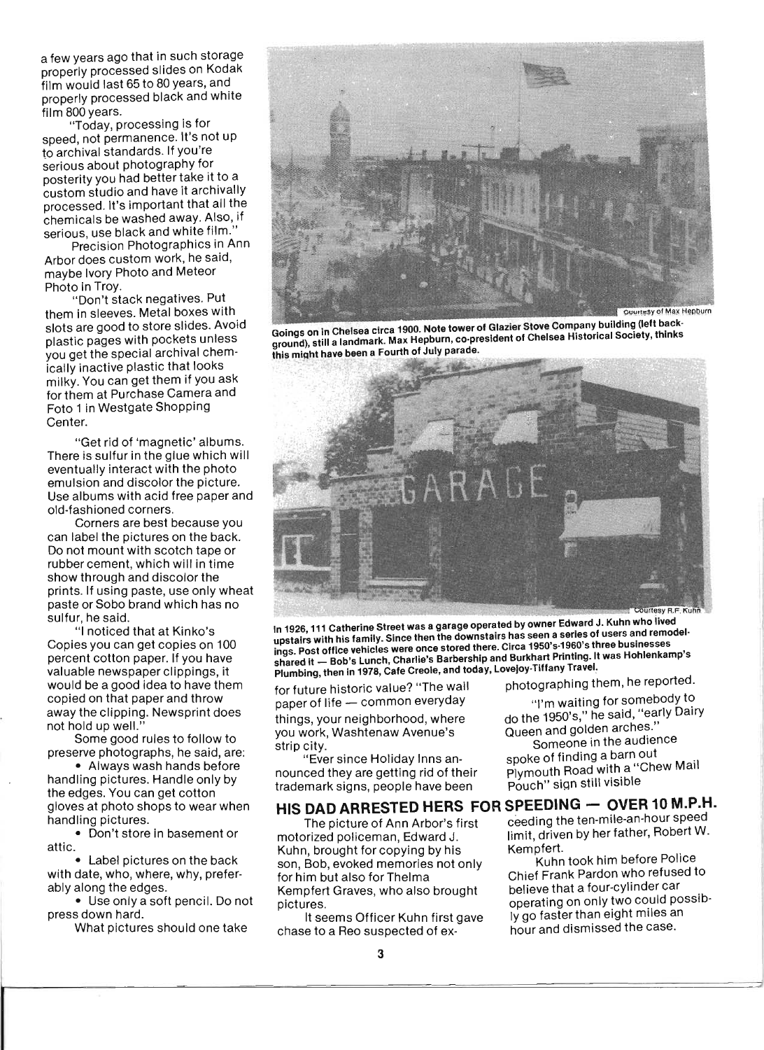a few years ago that in such storage properly processed slides on Kodak film would last 65 to 80 years, and properly processed black and white film 800 years.

"Today, processing is for speed, not permanence. It's not up to archival standards. If you're serious about photography for posterity you had better take it to a custom studio and have it archivally processed. It's important that all the chemicals be washed away. Also, if serious, use black and white film."

Precision Photographics in Ann Arbor does custom work, he said, maybe Ivory Photo and Meteor Photo in Troy.

"Don't stack negatives. Put them in sleeves. Metal boxes with slots are good to store slides. Avoid plastic pages with pockets unless you get the special archival chemically inactive plastic that looks milky. You can get them if you ask for them at Purchase Camera and Foto 1 in Westgate Shopping Center.

"Get rid of 'magnetic' albums. There is sulfur in the glue which will eventually interact with the photo emulsion and discolor the picture. Use albums with acid free paper and old-fashioned corners.

Corners are best because you can label the pictures on the back. Do not mount with scotch tape or rubber cement, which will in time show through and discolor the prints. If using paste, use only wheat paste or Sobo brand which has no sulfur, he said.

"I noticed that at Kinko's Copies you can get copies on 100 percent cotton paper. If you have valuable newspaper clippings, it would be a good idea to have them copied on that paper and throw away the clipping. Newsprint does not hold up well."

Some good rules to follow to preserve photographs, he said, are:

- Always wash hands before handling pictures. Handle only by the edges. You can get cotton gloves at photo shops to wear when handling pictures.
- Don't store in basement or attic.
- Label pictures on the back with date, who, where, why, preferably along the edges.
- Use only a soft pencil. Do not press down hard.

What pictures should one take for future historic value? "The wall paper of life — common everyday things, your neighborhood, where you work, Washtenaw Avenue's strip city.

"Ever since Holiday Inns announced they are getting rid of their trademark signs, people have been photographing them, he reported.

"I'm waiting for somebody to do the 1950's," he said, "early Dairy Queen and golden arches."

Someone in the audience spoke of finding a barn out Plymouth Road with a "Chew Mail Pouch" sign still visible

Courtesy of Max Hepburn

Goings on in Chelsea circa 1900. Note tower of Glazier Stove Company building (left background), still a landmark. Max Hepburn, co-president of Chelsea Historical Society, thinks this might have been a Fourth of July parade.

Courtesy R.F. Kuhn

In 1926, 111 Catherine Street was a garage operated by owner Edward J. Kuhn who lived upstairs with his family. Since then the downstairs has seen a series of users and remodelings. Post office vehicles were once stored there. Circa 1950's-1960's three businesses shared it — Bob's Lunch, Charlie's Barbershop and Burkhart Printing. It was Hohlenkamp's Plumbing, then in 1978, Cafe Creole, and today, Lovejoy-Tiffany Travel.

## HIS DAD ARRESTED HERS FOR SPEEDING — OVER 10 M.P.H.

The picture of Ann Arbor's first motorized policeman, Edward J. Kuhn, brought for copying by his son, Bob, evoked memories not only for him but also for Thelma Kempfert Graves, who also brought pictures.

It seems Officer Kuhn first gave chase to a Reo suspected of exceeding the ten-mile-an-hour speed limit, driven by her father, Robert W. Kempfert.

Kuhn took him before Police Chief Frank Pardon who refused to believe that a four-cylinder car operating on only two could possibly go faster than eight miles an hour and dismissed the case.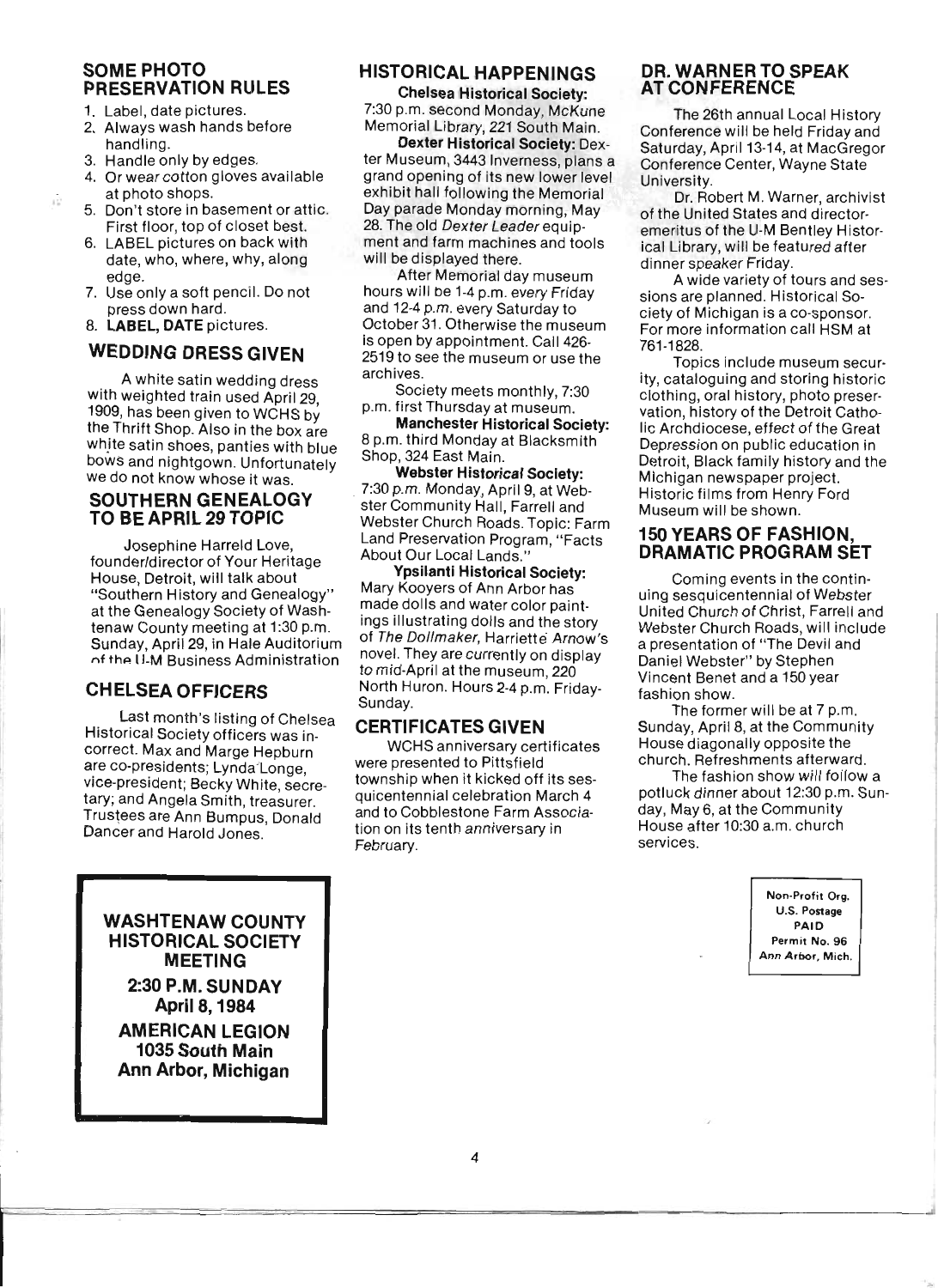## SOME PHOTO PRESERVATION RULES

1. Label, date pictures.
2. Always wash hands before handling.
3. Handle only by edges.
4. Or wear cotton gloves available at photo shops.
5. Don't store in basement or attic. First floor, top of closet best.
6. LABEL pictures on back with date, who, where, why, along edge.
7. Use only a soft pencil. Do not press down hard.
8. **LABEL, DATE** pictures.

## WEDDING DRESS GIVEN

A white satin wedding dress with weighted train used April 29, 1909, has been given to WCHS by the Thrift Shop. Also in the box are white satin shoes, panties with blue bows and nightgown. Unfortunately we do not know whose it was.

## SOUTHERN GENEALOGY TO BE APRIL 29 TOPIC

Josephine Harreld Love, founder/director of Your Heritage House, Detroit, will talk about "Southern History and Genealogy" at the Genealogy Society of Washtenaw County meeting at 1:30 p.m. Sunday, April 29, in Hale Auditorium of the U-M Business Administration

## CHELSEA OFFICERS

Last month's listing of Chelsea Historical Society officers was incorrect. Max and Marge Hepburn are co-presidents; Lynda Longe, vice-president; Becky White, secretary; and Angela Smith, treasurer. Trustees are Ann Bumpus, Donald Dancer and Harold Jones.

## HISTORICAL HAPPENINGS

**Chelsea Historical Society:** 7:30 p.m. second Monday, McKune Memorial Library, 221 South Main.

**Dexter Historical Society:** Dexter Museum, 3443 Inverness, plans a grand opening of its new lower level exhibit hall following the Memorial Day parade Monday morning, May 28. The old *Dexter Leader* equipment and farm machines and tools will be displayed there.

After Memorial day museum hours will be 1-4 p.m. every Friday and 12-4 p.m. every Saturday to October 31. Otherwise the museum is open by appointment. Call 426-2519 to see the museum or use the archives.

Society meets monthly, 7:30 p.m. first Thursday at museum.

**Manchester Historical Society:** 8 p.m. third Monday at Blacksmith Shop, 324 East Main.

**Webster Historical Society:** 7:30 p.m. Monday, April 9, at Webster Community Hall, Farrell and Webster Church Roads. Topic: Farm Land Preservation Program, "Facts About Our Local Lands."

**Ypsilanti Historical Society:** Mary Kooyers of Ann Arbor has made dolls and water color paintings illustrating dolls and the story of *The Dollmaker*, Harriette Arnow's novel. They are currently on display to mid-April at the museum, 220 North Huron. Hours 2-4 p.m. Friday-Sunday.

## CERTIFICATES GIVEN

WCHS anniversary certificates were presented to Pittsfield township when it kicked off its sesquicentennial celebration March 4 and to Cobblestone Farm Association on its tenth anniversary in February.

## DR. WARNER TO SPEAK AT CONFERENCE

The 26th annual Local History Conference will be held Friday and Saturday, April 13-14, at MacGregor Conference Center, Wayne State University.

Dr. Robert M. Warner, archivist of the United States and director-emeritus of the U-M Bentley Historical Library, will be featured after dinner speaker Friday.

A wide variety of tours and sessions are planned. Historical Society of Michigan is a co-sponsor. For more information call HSM at 761-1828.

Topics include museum security, cataloguing and storing historic clothing, oral history, photo preservation, history of the Detroit Catholic Archdiocese, effect of the Great Depression on public education in Detroit, Black family history and the Michigan newspaper project. Historic films from Henry Ford Museum will be shown.

## 150 YEARS OF FASHION, DRAMATIC PROGRAM SET

Coming events in the continuing sesquicentennial of Webster United Church of Christ, Farrell and Webster Church Roads, will include a presentation of "The Devil and Daniel Webster" by Stephen Vincent Benet and a 150 year fashion show.

The former will be at 7 p.m. Sunday, April 8, at the Community House diagonally opposite the church. Refreshments afterward.

The fashion show will follow a potluck dinner about 12:30 p.m. Sunday, May 6, at the Community House after 10:30 a.m. church services.

**WASHTENAW COUNTY HISTORICAL SOCIETY MEETING**

**2:30 P.M. SUNDAY**
**April 8, 1984**

**AMERICAN LEGION**
**1035 South Main**
**Ann Arbor, Michigan**

Non-Profit Org.
U.S. Postage
PAID
Permit No. 96
Ann Arbor, Mich.